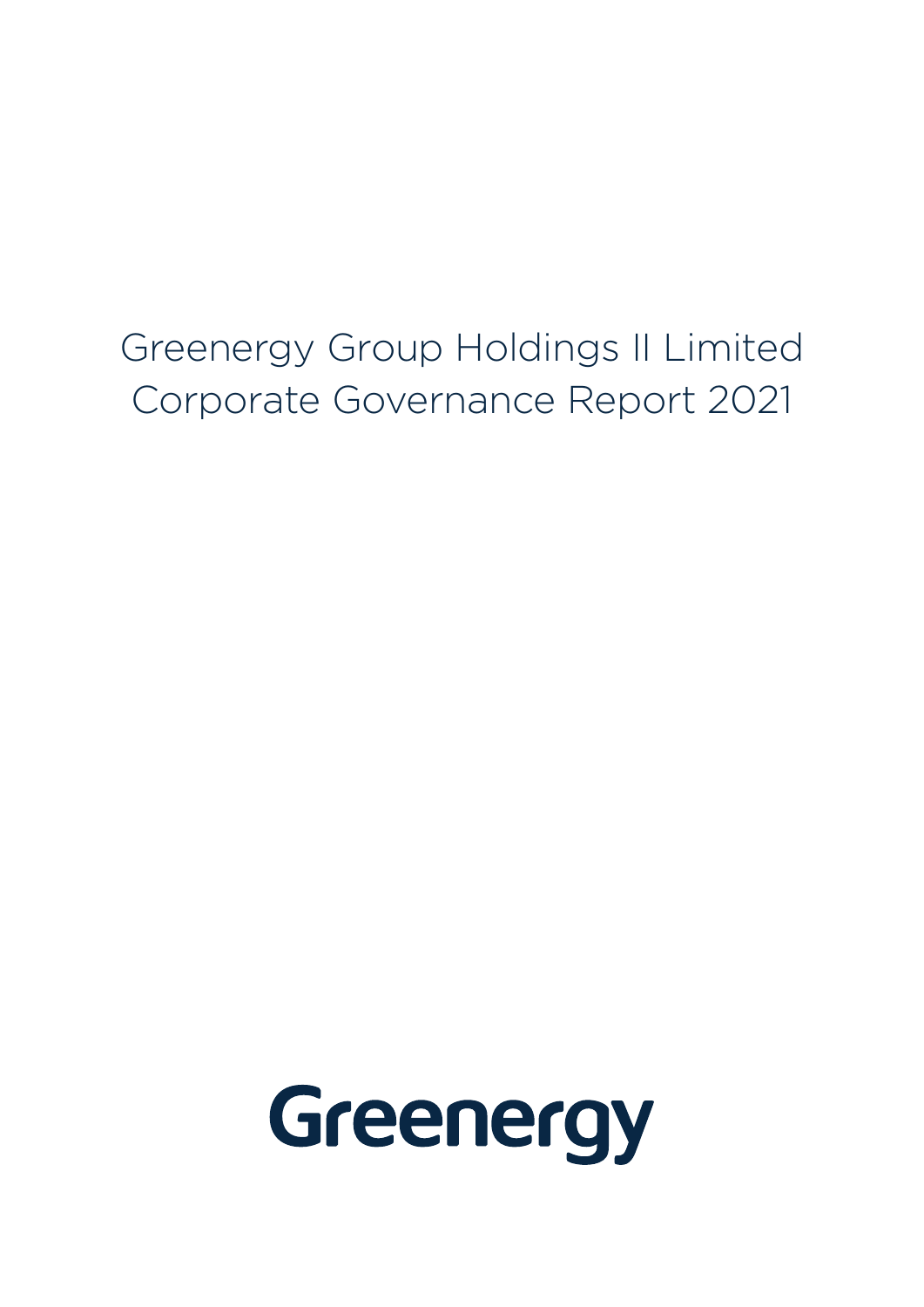# Greenergy Group Holdings II Limited
# Corporate Governance Report 2021

Greenergy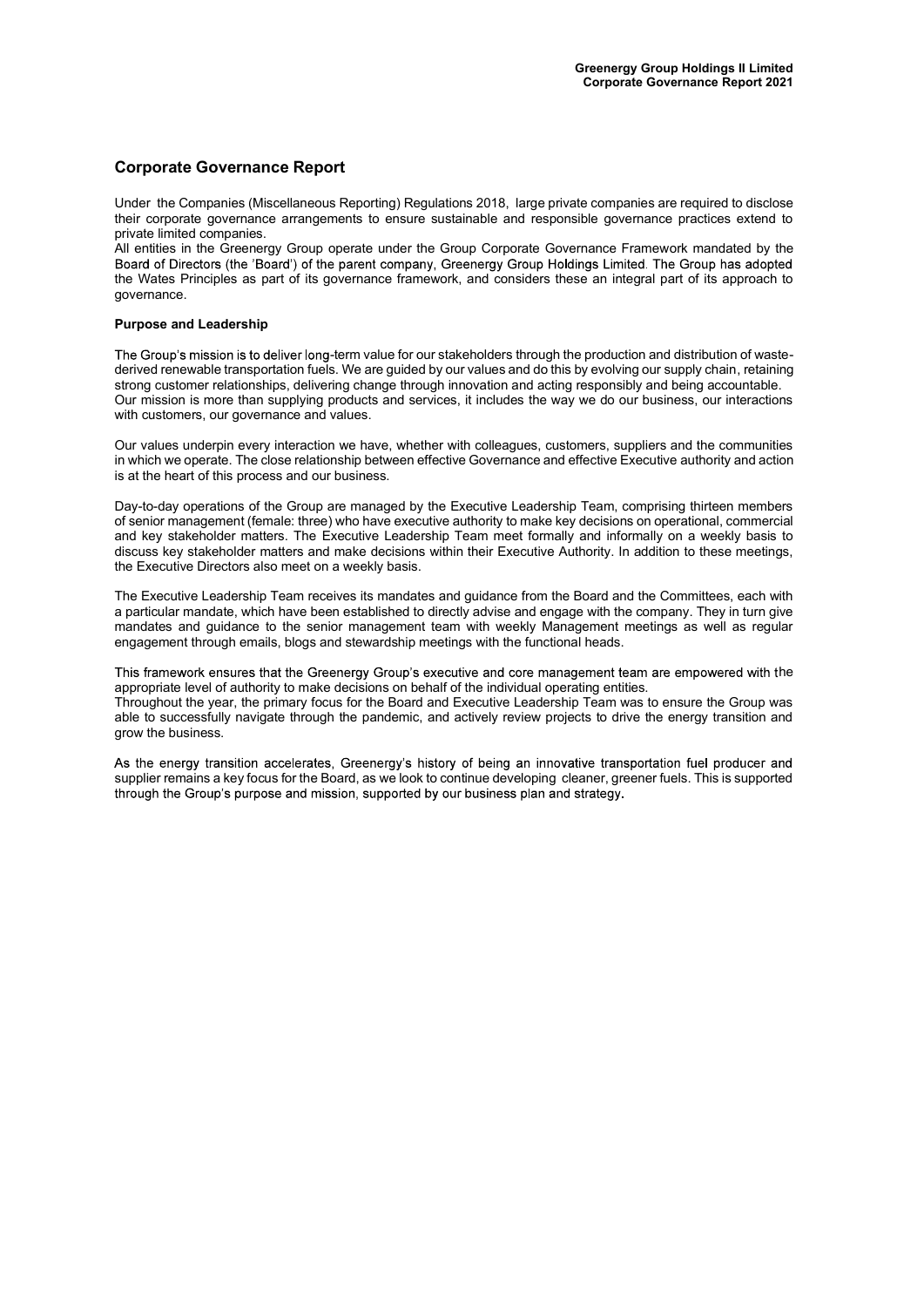## Corporate Governance Report

Under the Companies (Miscellaneous Reporting) Regulations 2018, large private companies are required to disclose their corporate governance arrangements to ensure sustainable and responsible governance practices extend to private limited companies.

All entities in the Greenergy Group operate under the Group Corporate Governance Framework mandated by the Board of Directors (the 'Board') of the parent company, Greenergy Group Holdings Limited. The Group has adopted the Wates Principles as part of its governance framework, and considers these an integral part of its approach to governance.

### Purpose and Leadership

The Group's mission is to deliver long-term value for our stakeholders through the production and distribution of waste-derived renewable transportation fuels. We are guided by our values and do this by evolving our supply chain, retaining strong customer relationships, delivering change through innovation and acting responsibly and being accountable.

Our mission is more than supplying products and services, it includes the way we do our business, our interactions with customers, our governance and values.

Our values underpin every interaction we have, whether with colleagues, customers, suppliers and the communities in which we operate. The close relationship between effective Governance and effective Executive authority and action is at the heart of this process and our business.

Day-to-day operations of the Group are managed by the Executive Leadership Team, comprising thirteen members of senior management (female: three) who have executive authority to make key decisions on operational, commercial and key stakeholder matters. The Executive Leadership Team meet formally and informally on a weekly basis to discuss key stakeholder matters and make decisions within their Executive Authority. In addition to these meetings, the Executive Directors also meet on a weekly basis.

The Executive Leadership Team receives its mandates and guidance from the Board and the Committees, each with a particular mandate, which have been established to directly advise and engage with the company. They in turn give mandates and guidance to the senior management team with weekly Management meetings as well as regular engagement through emails, blogs and stewardship meetings with the functional heads.

This framework ensures that the Greenergy Group's executive and core management team are empowered with the appropriate level of authority to make decisions on behalf of the individual operating entities.

Throughout the year, the primary focus for the Board and Executive Leadership Team was to ensure the Group was able to successfully navigate through the pandemic, and actively review projects to drive the energy transition and grow the business.

As the energy transition accelerates, Greenergy's history of being an innovative transportation fuel producer and supplier remains a key focus for the Board, as we look to continue developing cleaner, greener fuels. This is supported through the Group's purpose and mission, supported by our business plan and strategy.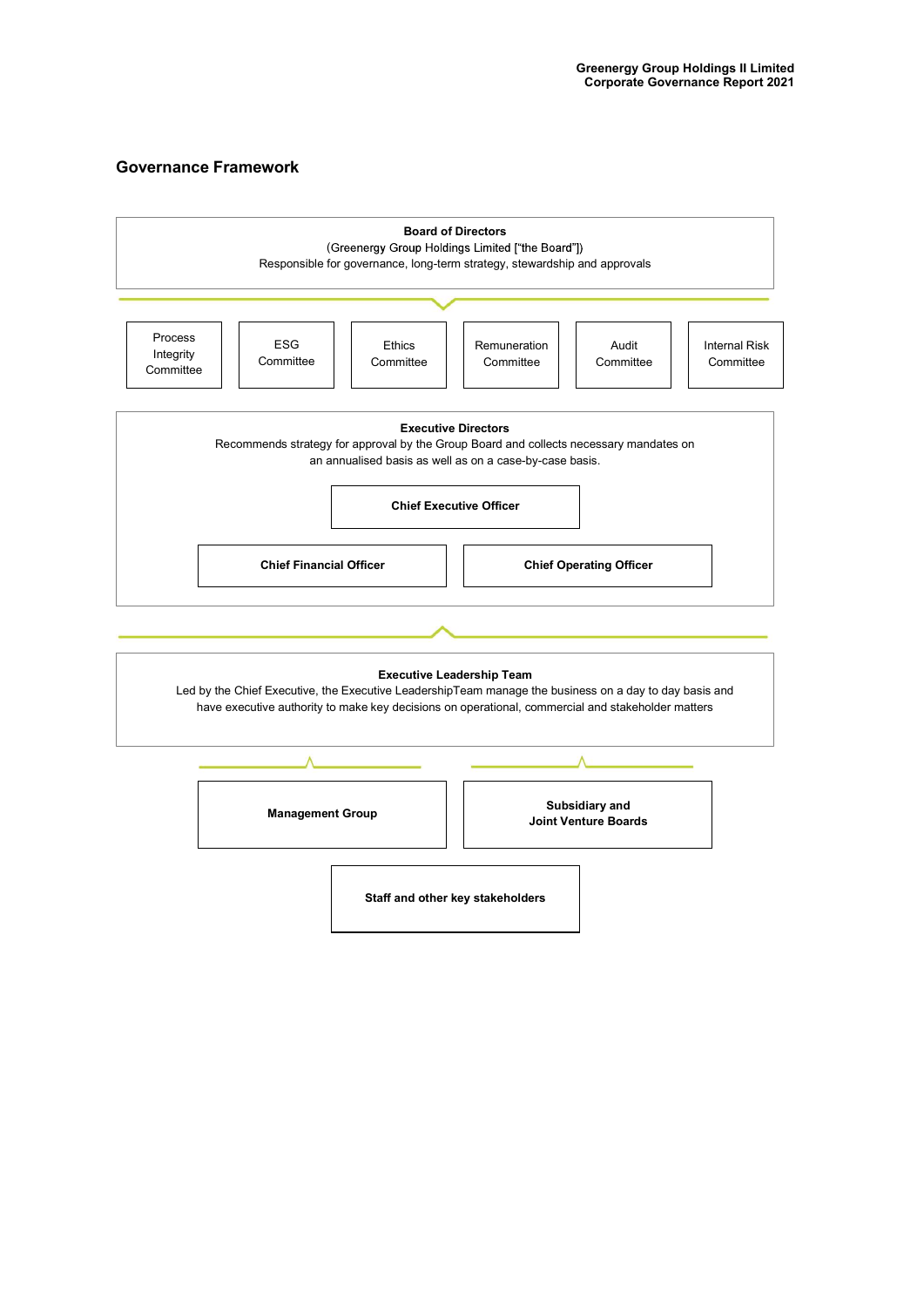## Governance Framework

**Board of Directors**
(Greenergy Group Holdings Limited ["the Board"])
Responsible for governance, long-term strategy, stewardship and approvals

- Process Integrity Committee
- ESG Committee
- Ethics Committee
- Remuneration Committee
- Audit Committee
- Internal Risk Committee

**Executive Directors**
Recommends strategy for approval by the Group Board and collects necessary mandates on an annualised basis as well as on a case-by-case basis.

**Chief Executive Officer**

**Chief Financial Officer**

**Chief Operating Officer**

**Executive Leadership Team**
Led by the Chief Executive, the Executive LeadershipTeam manage the business on a day to day basis and have executive authority to make key decisions on operational, commercial and stakeholder matters

**Management Group**

**Subsidiary and Joint Venture Boards**

**Staff and other key stakeholders**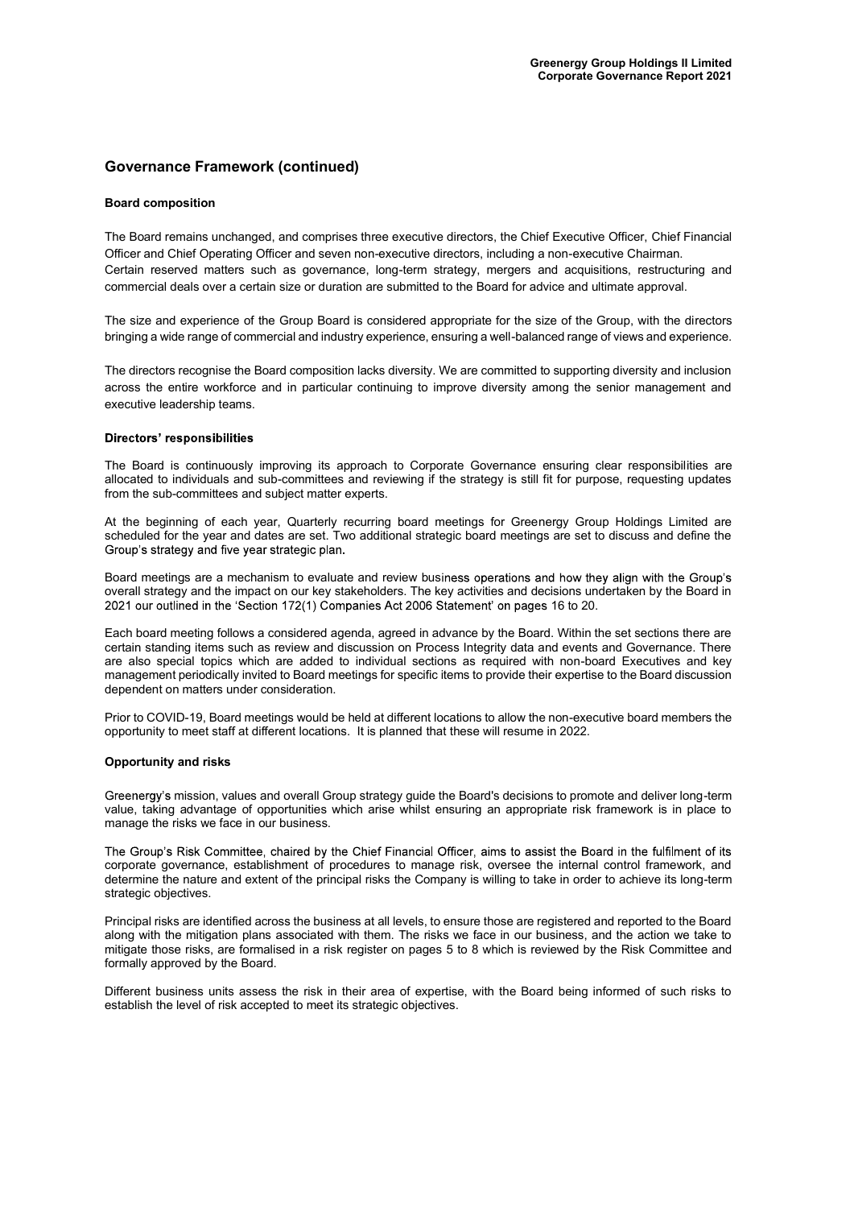## Governance Framework (continued)

### Board composition

The Board remains unchanged, and comprises three executive directors, the Chief Executive Officer, Chief Financial Officer and Chief Operating Officer and seven non-executive directors, including a non-executive Chairman.
Certain reserved matters such as governance, long-term strategy, mergers and acquisitions, restructuring and commercial deals over a certain size or duration are submitted to the Board for advice and ultimate approval.

The size and experience of the Group Board is considered appropriate for the size of the Group, with the directors bringing a wide range of commercial and industry experience, ensuring a well-balanced range of views and experience.

The directors recognise the Board composition lacks diversity. We are committed to supporting diversity and inclusion across the entire workforce and in particular continuing to improve diversity among the senior management and executive leadership teams.

### Directors' responsibilities

The Board is continuously improving its approach to Corporate Governance ensuring clear responsibilities are allocated to individuals and sub-committees and reviewing if the strategy is still fit for purpose, requesting updates from the sub-committees and subject matter experts.

At the beginning of each year, Quarterly recurring board meetings for Greenergy Group Holdings Limited are scheduled for the year and dates are set. Two additional strategic board meetings are set to discuss and define the Group's strategy and five year strategic plan.

Board meetings are a mechanism to evaluate and review business operations and how they align with the Group's overall strategy and the impact on our key stakeholders. The key activities and decisions undertaken by the Board in 2021 our outlined in the 'Section 172(1) Companies Act 2006 Statement' on pages 16 to 20.

Each board meeting follows a considered agenda, agreed in advance by the Board. Within the set sections there are certain standing items such as review and discussion on Process Integrity data and events and Governance. There are also special topics which are added to individual sections as required with non-board Executives and key management periodically invited to Board meetings for specific items to provide their expertise to the Board discussion dependent on matters under consideration.

Prior to COVID-19, Board meetings would be held at different locations to allow the non-executive board members the opportunity to meet staff at different locations. It is planned that these will resume in 2022.

### Opportunity and risks

Greenergy's mission, values and overall Group strategy guide the Board's decisions to promote and deliver long-term value, taking advantage of opportunities which arise whilst ensuring an appropriate risk framework is in place to manage the risks we face in our business.

The Group's Risk Committee, chaired by the Chief Financial Officer, aims to assist the Board in the fulfilment of its corporate governance, establishment of procedures to manage risk, oversee the internal control framework, and determine the nature and extent of the principal risks the Company is willing to take in order to achieve its long-term strategic objectives.

Principal risks are identified across the business at all levels, to ensure those are registered and reported to the Board along with the mitigation plans associated with them. The risks we face in our business, and the action we take to mitigate those risks, are formalised in a risk register on pages 5 to 8 which is reviewed by the Risk Committee and formally approved by the Board.

Different business units assess the risk in their area of expertise, with the Board being informed of such risks to establish the level of risk accepted to meet its strategic objectives.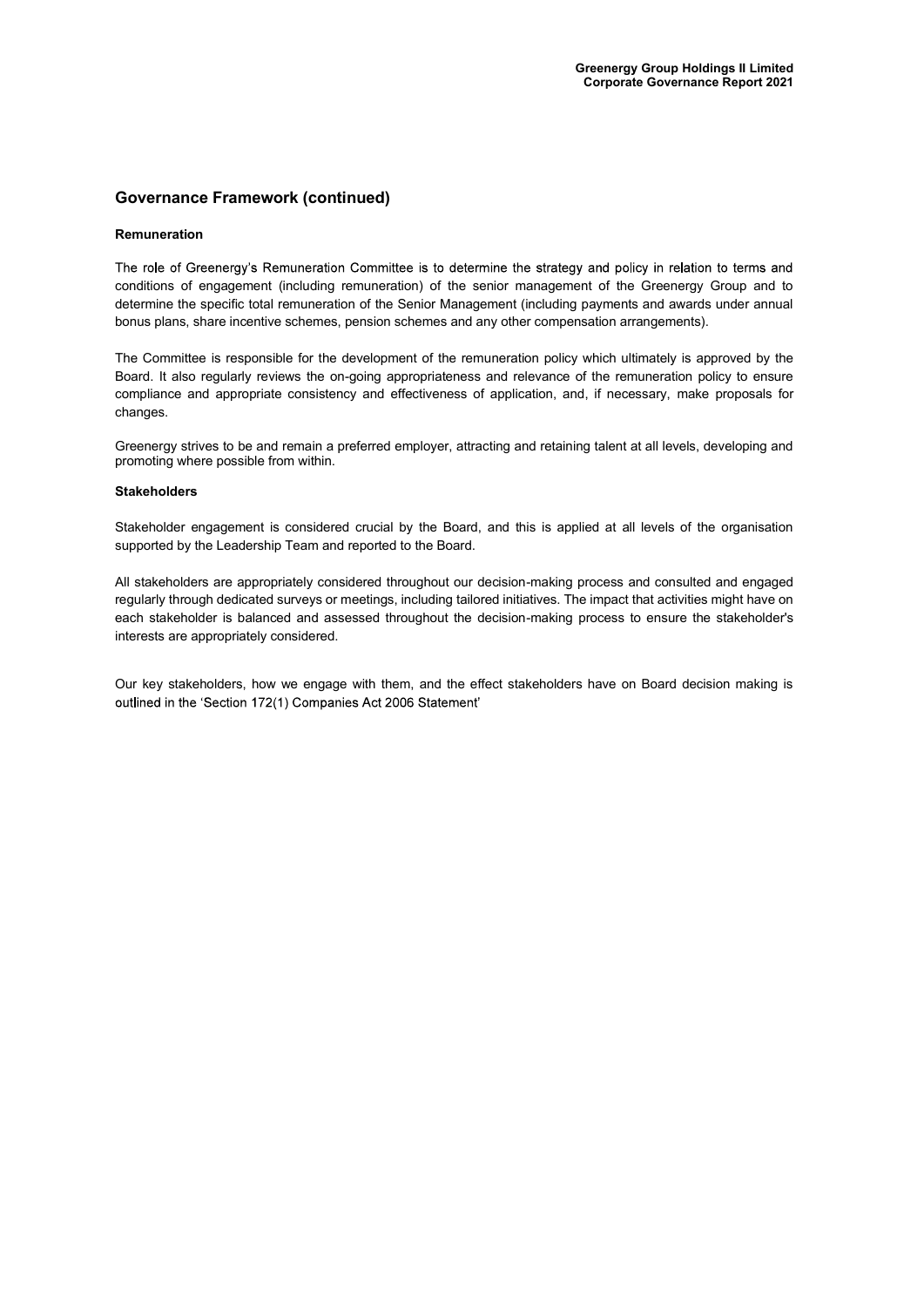## Governance Framework (continued)

### Remuneration

The role of Greenergy's Remuneration Committee is to determine the strategy and policy in relation to terms and conditions of engagement (including remuneration) of the senior management of the Greenergy Group and to determine the specific total remuneration of the Senior Management (including payments and awards under annual bonus plans, share incentive schemes, pension schemes and any other compensation arrangements).

The Committee is responsible for the development of the remuneration policy which ultimately is approved by the Board. It also regularly reviews the on-going appropriateness and relevance of the remuneration policy to ensure compliance and appropriate consistency and effectiveness of application, and, if necessary, make proposals for changes.

Greenergy strives to be and remain a preferred employer, attracting and retaining talent at all levels, developing and promoting where possible from within.

### Stakeholders

Stakeholder engagement is considered crucial by the Board, and this is applied at all levels of the organisation supported by the Leadership Team and reported to the Board.

All stakeholders are appropriately considered throughout our decision-making process and consulted and engaged regularly through dedicated surveys or meetings, including tailored initiatives. The impact that activities might have on each stakeholder is balanced and assessed throughout the decision-making process to ensure the stakeholder's interests are appropriately considered.

Our key stakeholders, how we engage with them, and the effect stakeholders have on Board decision making is outlined in the 'Section 172(1) Companies Act 2006 Statement'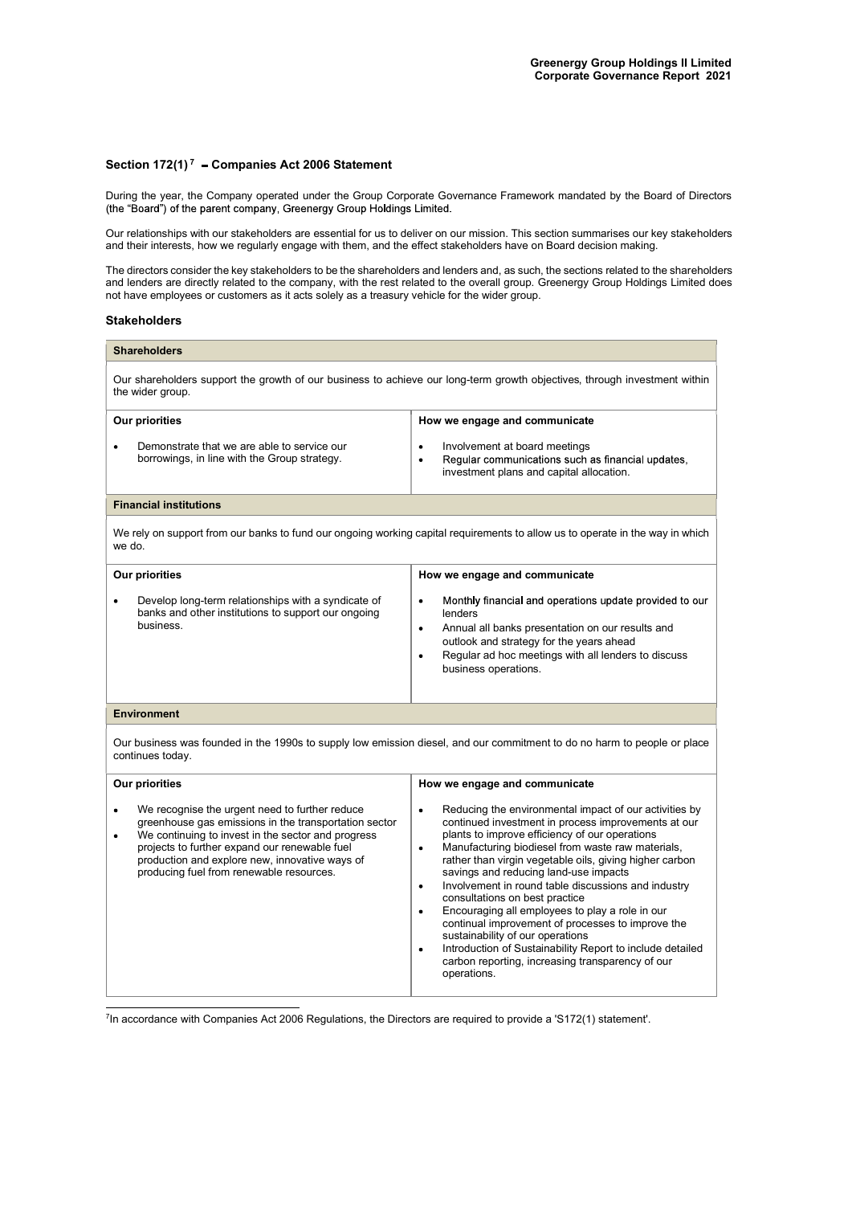## Section 172(1)[7] – Companies Act 2006 Statement

During the year, the Company operated under the Group Corporate Governance Framework mandated by the Board of Directors (the "Board") of the parent company, Greenergy Group Holdings Limited.

Our relationships with our stakeholders are essential for us to deliver on our mission. This section summarises our key stakeholders and their interests, how we regularly engage with them, and the effect stakeholders have on Board decision making.

The directors consider the key stakeholders to be the shareholders and lenders and, as such, the sections related to the shareholders and lenders are directly related to the company, with the rest related to the overall group. Greenergy Group Holdings Limited does not have employees or customers as it acts solely as a treasury vehicle for the wider group.

### Stakeholders

#### Shareholders

Our shareholders support the growth of our business to achieve our long-term growth objectives, through investment within the wider group.

| Our priorities | How we engage and communicate |
|---|---|
| • Demonstrate that we are able to service our borrowings, in line with the Group strategy. | • Involvement at board meetings<br>• Regular communications such as financial updates, investment plans and capital allocation. |

#### Financial institutions

We rely on support from our banks to fund our ongoing working capital requirements to allow us to operate in the way in which we do.

| Our priorities | How we engage and communicate |
|---|---|
| • Develop long-term relationships with a syndicate of banks and other institutions to support our ongoing business. | • Monthly financial and operations update provided to our lenders<br>• Annual all banks presentation on our results and outlook and strategy for the years ahead<br>• Regular ad hoc meetings with all lenders to discuss business operations. |

#### Environment

Our business was founded in the 1990s to supply low emission diesel, and our commitment to do no harm to people or place continues today.

| Our priorities | How we engage and communicate |
|---|---|
| • We recognise the urgent need to further reduce greenhouse gas emissions in the transportation sector<br>• We continuing to invest in the sector and progress projects to further expand our renewable fuel production and explore new, innovative ways of producing fuel from renewable resources. | • Reducing the environmental impact of our activities by continued investment in process improvements at our plants to improve efficiency of our operations<br>• Manufacturing biodiesel from waste raw materials, rather than virgin vegetable oils, giving higher carbon savings and reducing land-use impacts<br>• Involvement in round table discussions and industry consultations on best practice<br>• Encouraging all employees to play a role in our continual improvement of processes to improve the sustainability of our operations<br>• Introduction of Sustainability Report to include detailed carbon reporting, increasing transparency of our operations. |

[7] In accordance with Companies Act 2006 Regulations, the Directors are required to provide a 'S172(1) statement'.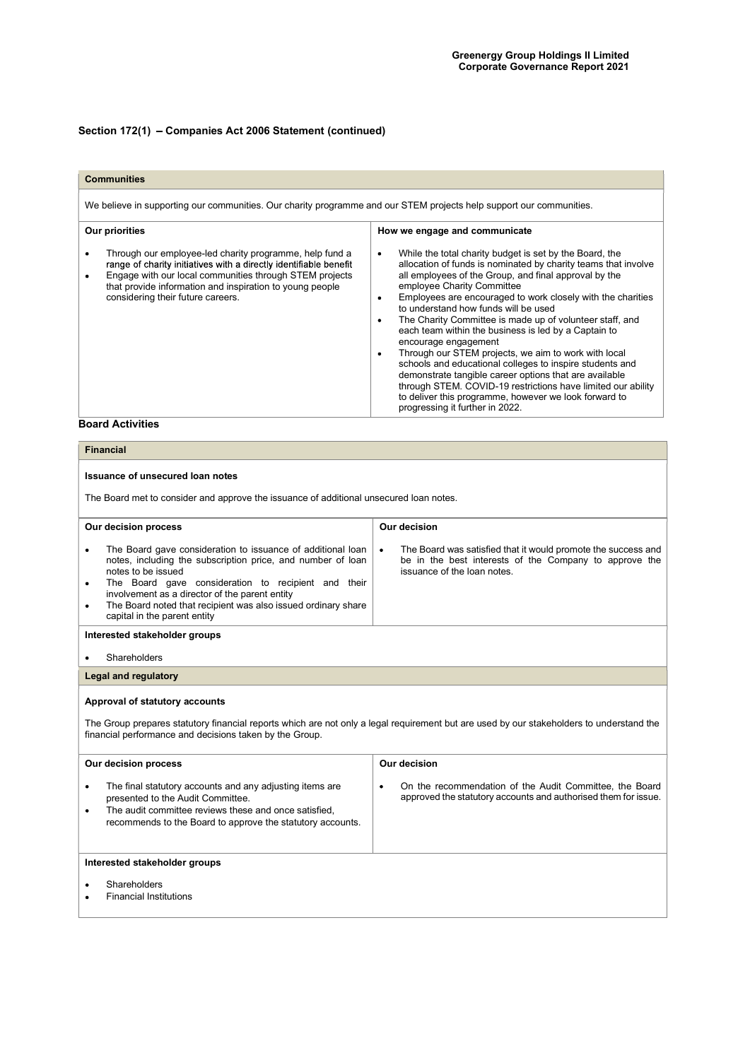## Section 172(1) – Companies Act 2006 Statement (continued)

### Communities

We believe in supporting our communities. Our charity programme and our STEM projects help support our communities.

| Our priorities | How we engage and communicate |
|---|---|
| • Through our employee-led charity programme, help fund a range of charity initiatives with a directly identifiable benefit<br>• Engage with our local communities through STEM projects that provide information and inspiration to young people considering their future careers. | • While the total charity budget is set by the Board, the allocation of funds is nominated by charity teams that involve all employees of the Group, and final approval by the employee Charity Committee<br>• Employees are encouraged to work closely with the charities to understand how funds will be used<br>• The Charity Committee is made up of volunteer staff, and each team within the business is led by a Captain to encourage engagement<br>• Through our STEM projects, we aim to work with local schools and educational colleges to inspire students and demonstrate tangible career options that are available through STEM. COVID-19 restrictions have limited our ability to deliver this programme, however we look forward to progressing it further in 2022. |

## Board Activities

### Financial

**Issuance of unsecured loan notes**

The Board met to consider and approve the issuance of additional unsecured loan notes.

| Our decision process | Our decision |
|---|---|
| • The Board gave consideration to issuance of additional loan notes, including the subscription price, and number of loan notes to be issued<br>• The Board gave consideration to recipient and their involvement as a director of the parent entity<br>• The Board noted that recipient was also issued ordinary share capital in the parent entity | • The Board was satisfied that it would promote the success and be in the best interests of the Company to approve the issuance of the loan notes. |

**Interested stakeholder groups**

- Shareholders

### Legal and regulatory

**Approval of statutory accounts**

The Group prepares statutory financial reports which are not only a legal requirement but are used by our stakeholders to understand the financial performance and decisions taken by the Group.

| Our decision process | Our decision |
|---|---|
| • The final statutory accounts and any adjusting items are presented to the Audit Committee.<br>• The audit committee reviews these and once satisfied, recommends to the Board to approve the statutory accounts. | • On the recommendation of the Audit Committee, the Board approved the statutory accounts and authorised them for issue. |

**Interested stakeholder groups**

- Shareholders
- Financial Institutions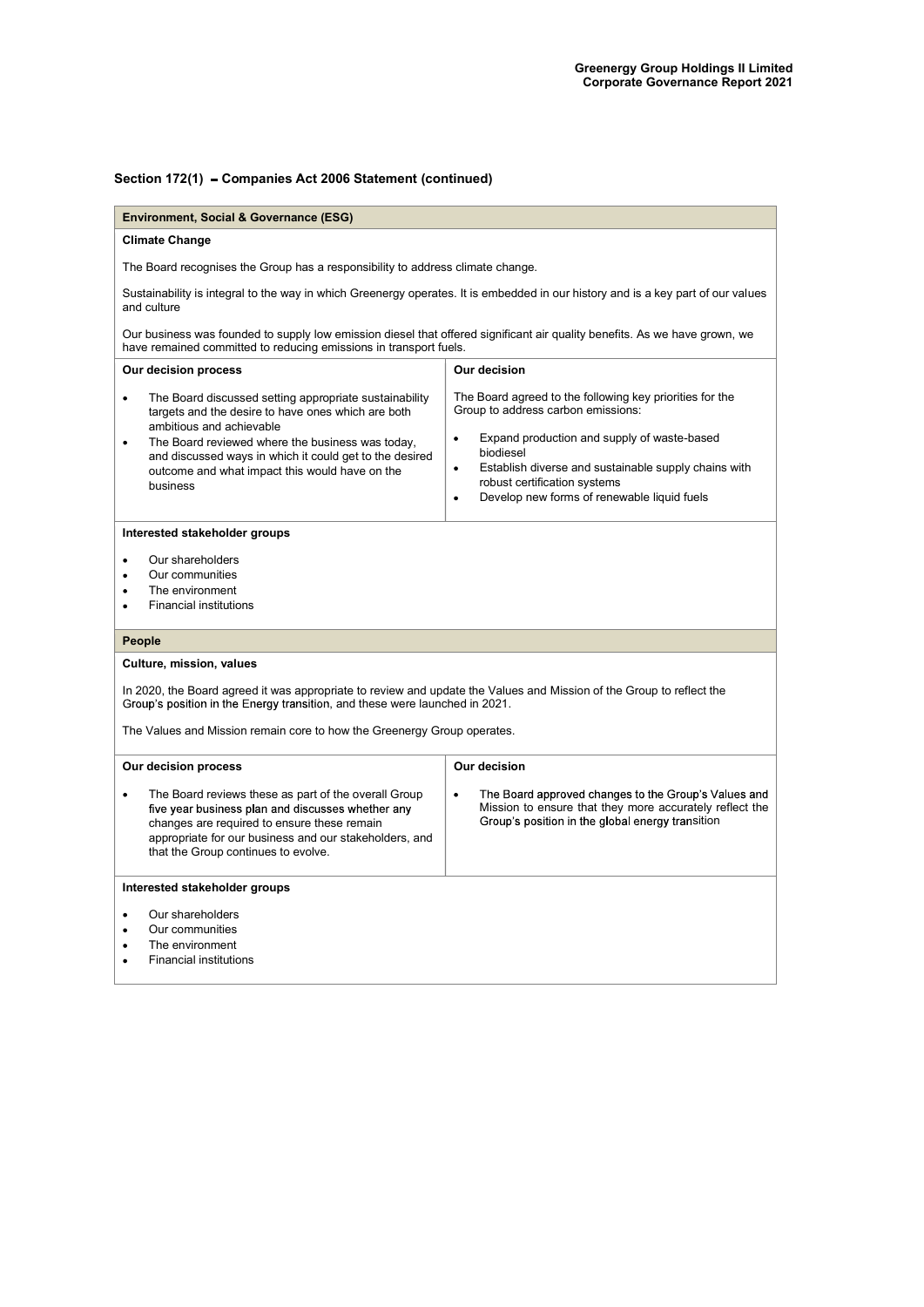## Section 172(1) – Companies Act 2006 Statement (continued)

### Environment, Social & Governance (ESG)

**Climate Change**

The Board recognises the Group has a responsibility to address climate change.

Sustainability is integral to the way in which Greenergy operates. It is embedded in our history and is a key part of our values and culture

Our business was founded to supply low emission diesel that offered significant air quality benefits. As we have grown, we have remained committed to reducing emissions in transport fuels.

| Our decision process | Our decision |
|---|---|
| • The Board discussed setting appropriate sustainability targets and the desire to have ones which are both ambitious and achievable<br>• The Board reviewed where the business was today, and discussed ways in which it could get to the desired outcome and what impact this would have on the business | The Board agreed to the following key priorities for the Group to address carbon emissions:<br>• Expand production and supply of waste-based biodiesel<br>• Establish diverse and sustainable supply chains with robust certification systems<br>• Develop new forms of renewable liquid fuels |

**Interested stakeholder groups**

- Our shareholders
- Our communities
- The environment
- Financial institutions

### People

**Culture, mission, values**

In 2020, the Board agreed it was appropriate to review and update the Values and Mission of the Group to reflect the Group's position in the Energy transition, and these were launched in 2021.

The Values and Mission remain core to how the Greenergy Group operates.

| Our decision process | Our decision |
|---|---|
| • The Board reviews these as part of the overall Group five year business plan and discusses whether any changes are required to ensure these remain appropriate for our business and our stakeholders, and that the Group continues to evolve. | • The Board approved changes to the Group's Values and Mission to ensure that they more accurately reflect the Group's position in the global energy transition |

**Interested stakeholder groups**

- Our shareholders
- Our communities
- The environment
- Financial institutions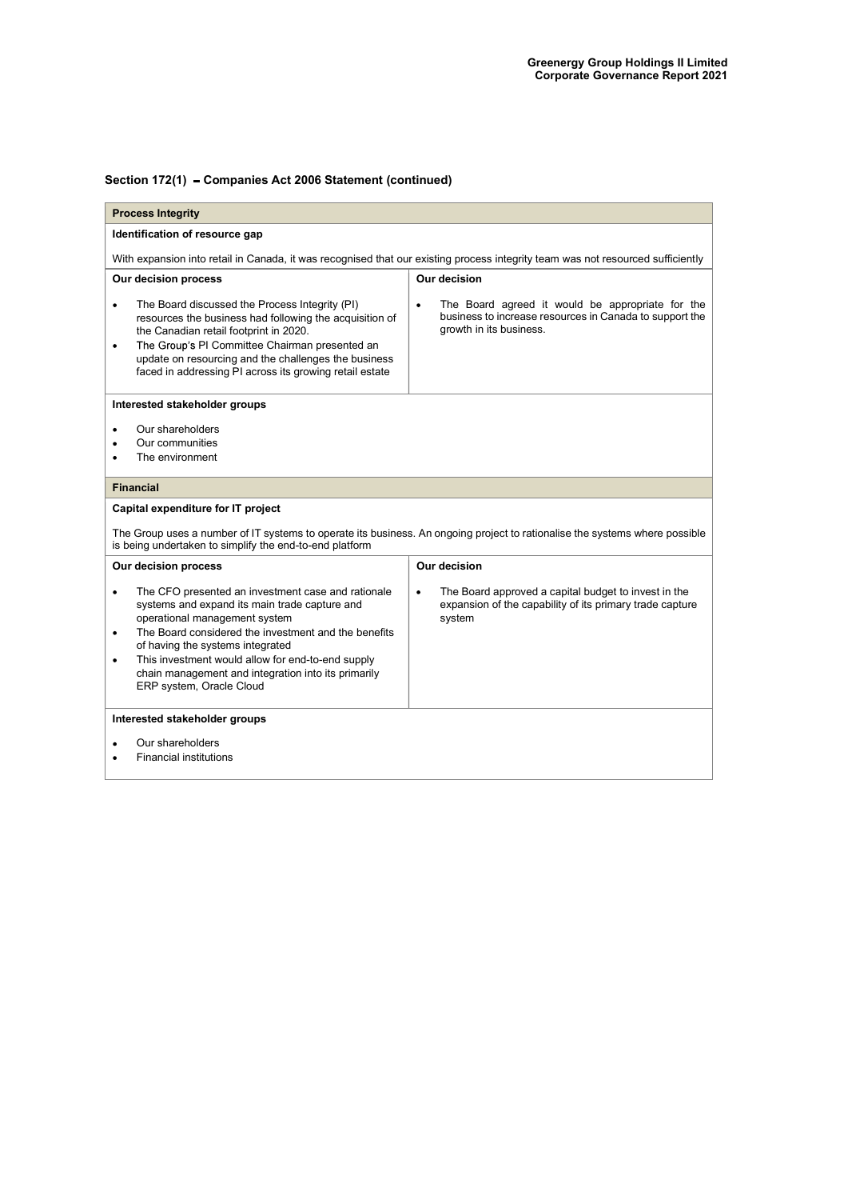## Section 172(1) – Companies Act 2006 Statement (continued)

### Process Integrity

**Identification of resource gap**

With expansion into retail in Canada, it was recognised that our existing process integrity team was not resourced sufficiently

| Our decision process | Our decision |
|---|---|
| • The Board discussed the Process Integrity (PI) resources the business had following the acquisition of the Canadian retail footprint in 2020.<br>• The Group's PI Committee Chairman presented an update on resourcing and the challenges the business faced in addressing PI across its growing retail estate | • The Board agreed it would be appropriate for the business to increase resources in Canada to support the growth in its business. |

**Interested stakeholder groups**

- Our shareholders
- Our communities
- The environment

### Financial

**Capital expenditure for IT project**

The Group uses a number of IT systems to operate its business. An ongoing project to rationalise the systems where possible is being undertaken to simplify the end-to-end platform

| Our decision process | Our decision |
|---|---|
| • The CFO presented an investment case and rationale systems and expand its main trade capture and operational management system<br>• The Board considered the investment and the benefits of having the systems integrated<br>• This investment would allow for end-to-end supply chain management and integration into its primarily ERP system, Oracle Cloud | • The Board approved a capital budget to invest in the expansion of the capability of its primary trade capture system |

**Interested stakeholder groups**

- Our shareholders
- Financial institutions